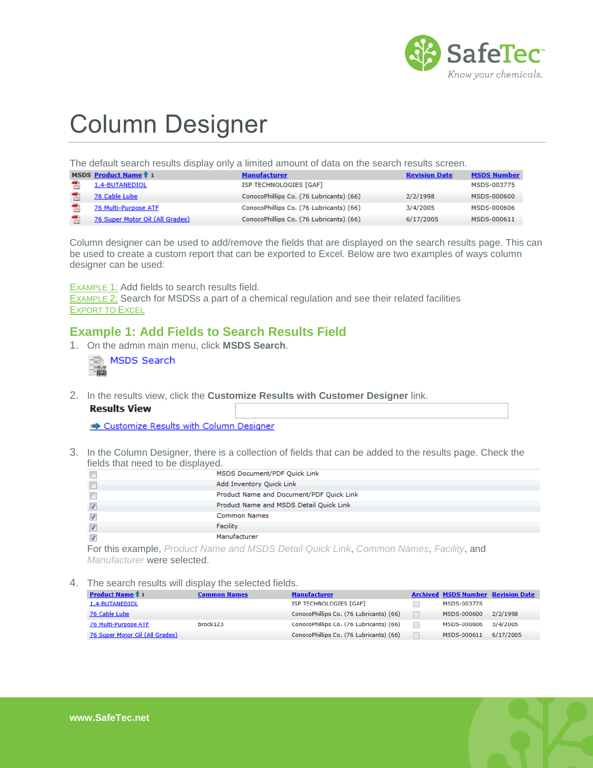# Column Designer

The default search results display only a limited amount of data on the search results screen.

| MSDS | Product Name ↑ 1 | Manufacturer | Revision Date | MSDS Number |
|---|---|---|---|---|
| | 1,4-BUTANEDIOL | ISP TECHNOLOGIES [GAF] | | MSDS-003775 |
| | 76 Cable Lube | ConocoPhillips Co. (76 Lubricants) (66) | 2/2/1998 | MSDS-000600 |
| | 76 Multi-Purpose ATF | ConocoPhillips Co. (76 Lubricants) (66) | 3/4/2005 | MSDS-000606 |
| | 76 Super Motor Oil (All Grades) | ConocoPhillips Co. (76 Lubricants) (66) | 6/17/2005 | MSDS-000611 |

Column designer can be used to add/remove the fields that are displayed on the search results page. This can be used to create a custom report that can be exported to Excel. Below are two examples of ways column designer can be used:

EXAMPLE 1: Add fields to search results field.
EXAMPLE 2: Search for MSDSs a part of a chemical regulation and see their related facilities
EXPORT TO EXCEL

## Example 1: Add Fields to Search Results Field

1. On the admin main menu, click **MSDS Search**.

   MSDS Search

2. In the results view, click the **Customize Results with Customer Designer** link.

   **Results View**

   Customize Results with Column Designer

3. In the Column Designer, there is a collection of fields that can be added to the results page. Check the fields that need to be displayed.

   | | |
   |---|---|
   | ☐ | MSDS Document/PDF Quick Link |
   | ☐ | Add Inventory Quick Link |
   | ☐ | Product Name and Document/PDF Quick Link |
   | ☑ | Product Name and MSDS Detail Quick Link |
   | ☑ | Common Names |
   | ☑ | Facility |
   | ☑ | Manufacturer |

   For this example, *Product Name and MSDS Detail Quick Link*, *Common Names*, *Facility*, and *Manufacturer* were selected.

4. The search results will display the selected fields.

   | Product Name ↑ 1 | Common Names | Manufacturer | Archived | MSDS Number | Revision Date |
   |---|---|---|---|---|---|
   | 1,4-BUTANEDIOL | | ISP TECHNOLOGIES [GAF] | ☐ | MSDS-003775 | |
   | 76 Cable Lube | | ConocoPhillips Co. (76 Lubricants) (66) | ☐ | MSDS-000600 | 2/2/1998 |
   | 76 Multi-Purpose ATF | brock123 | ConocoPhillips Co. (76 Lubricants) (66) | ☐ | MSDS-000606 | 3/4/2005 |
   | 76 Super Motor Oil (All Grades) | | ConocoPhillips Co. (76 Lubricants) (66) | ☐ | MSDS-000611 | 6/17/2005 |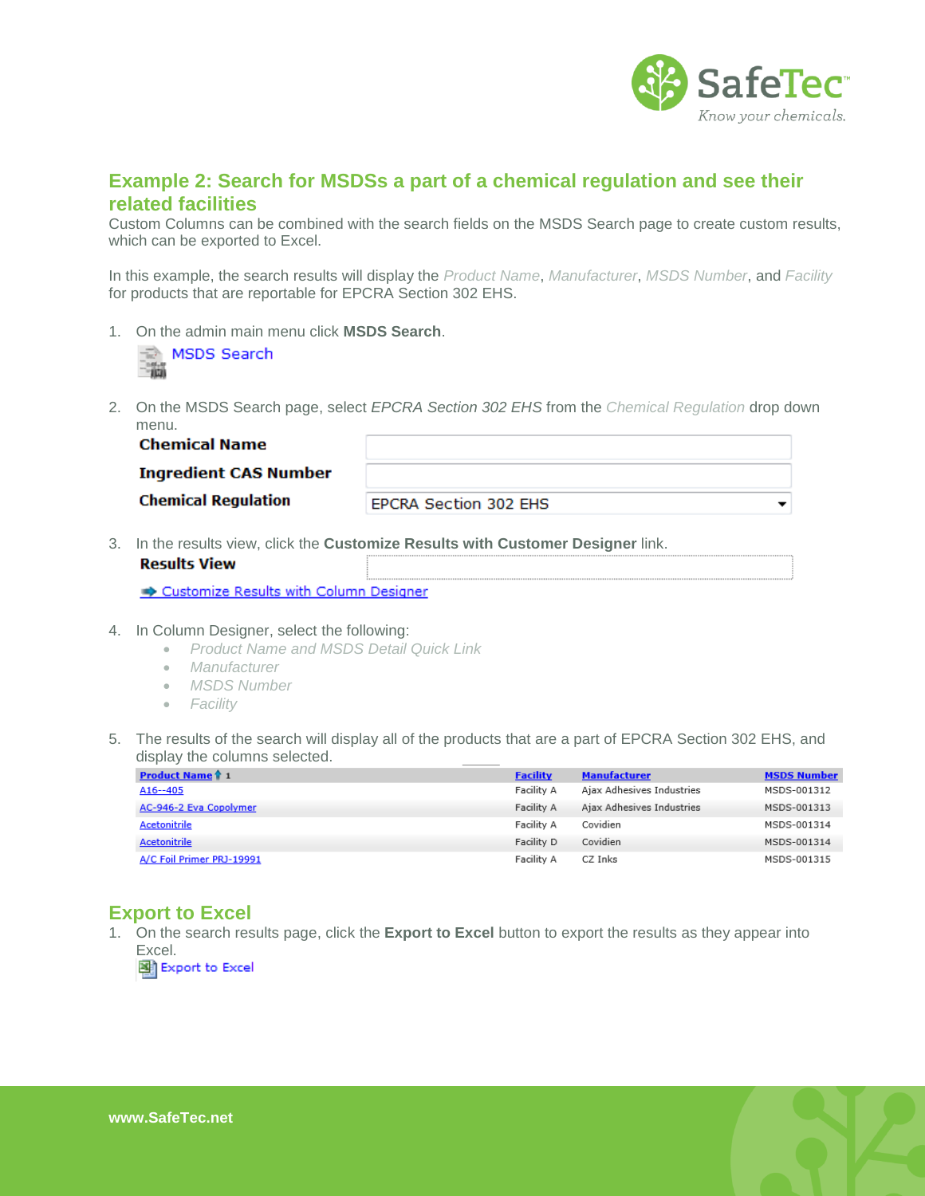## Example 2: Search for MSDSs a part of a chemical regulation and see their related facilities

Custom Columns can be combined with the search fields on the MSDS Search page to create custom results, which can be exported to Excel.

In this example, the search results will display the *Product Name*, *Manufacturer*, *MSDS Number*, and *Facility* for products that are reportable for EPCRA Section 302 EHS.

1. On the admin main menu click **MSDS Search**.

   MSDS Search

2. On the MSDS Search page, select *EPCRA Section 302 EHS* from the *Chemical Regulation* drop down menu.

   | | |
   |---|---|
   | **Chemical Name** | |
   | **Ingredient CAS Number** | |
   | **Chemical Regulation** | EPCRA Section 302 EHS |

3. In the results view, click the **Customize Results with Customer Designer** link.

   **Results View**

   Customize Results with Column Designer

4. In Column Designer, select the following:
   - *Product Name and MSDS Detail Quick Link*
   - *Manufacturer*
   - *MSDS Number*
   - *Facility*

5. The results of the search will display all of the products that are a part of EPCRA Section 302 EHS, and display the columns selected.

   | Product Name 1 | Facility | Manufacturer | MSDS Number |
   |---|---|---|---|
   | A16--405 | Facility A | Ajax Adhesives Industries | MSDS-001312 |
   | AC-946-2 Eva Copolymer | Facility A | Ajax Adhesives Industries | MSDS-001313 |
   | Acetonitrile | Facility A | Covidien | MSDS-001314 |
   | Acetonitrile | Facility D | Covidien | MSDS-001314 |
   | A/C Foil Primer PRJ-19991 | Facility A | CZ Inks | MSDS-001315 |

## Export to Excel

1. On the search results page, click the **Export to Excel** button to export the results as they appear into Excel.

   Export to Excel